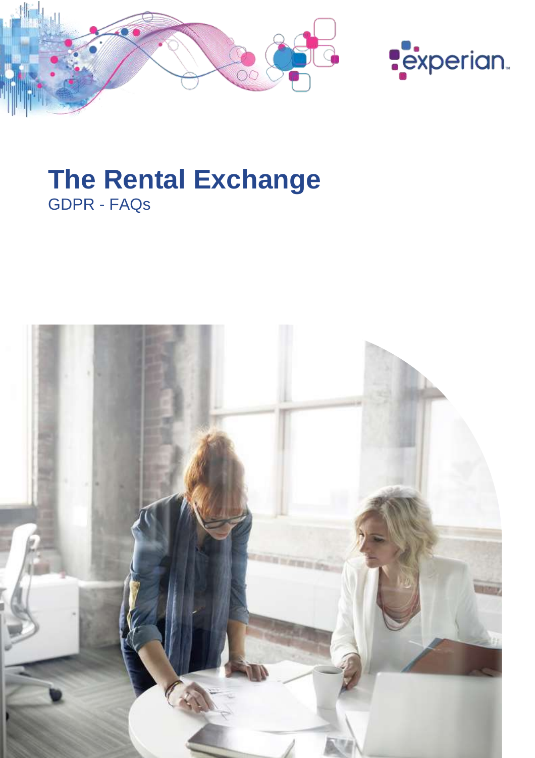# The Rental Exchange

GDPR - FAQs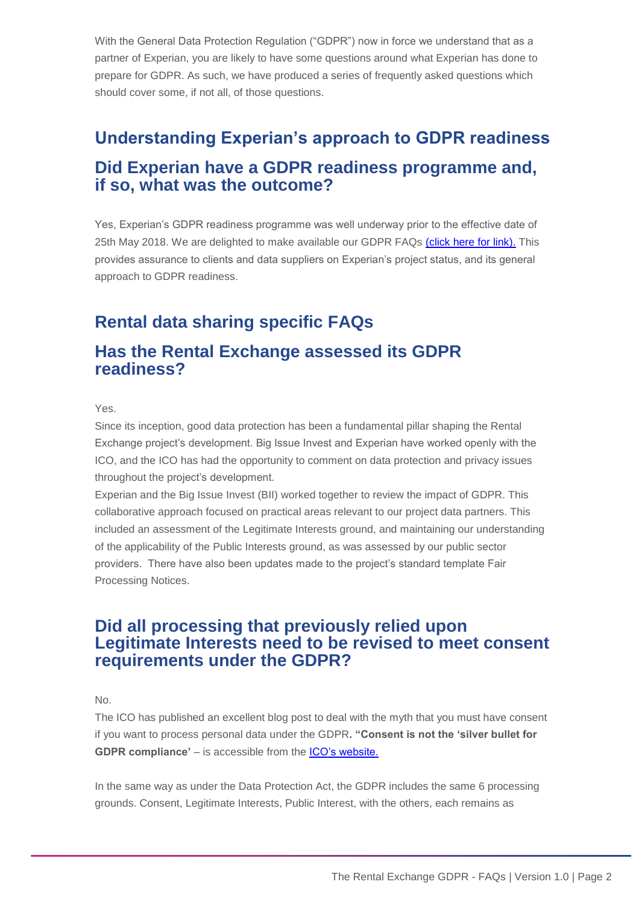With the General Data Protection Regulation ("GDPR") now in force we understand that as a partner of Experian, you are likely to have some questions around what Experian has done to prepare for GDPR. As such, we have produced a series of frequently asked questions which should cover some, if not all, of those questions.

## Understanding Experian's approach to GDPR readiness

### Did Experian have a GDPR readiness programme and, if so, what was the outcome?

Yes, Experian's GDPR readiness programme was well underway prior to the effective date of 25th May 2018. We are delighted to make available our GDPR FAQs (click here for link). This provides assurance to clients and data suppliers on Experian's project status, and its general approach to GDPR readiness.

## Rental data sharing specific FAQs

### Has the Rental Exchange assessed its GDPR readiness?

Yes.

Since its inception, good data protection has been a fundamental pillar shaping the Rental Exchange project's development. Big Issue Invest and Experian have worked openly with the ICO, and the ICO has had the opportunity to comment on data protection and privacy issues throughout the project's development.

Experian and the Big Issue Invest (BII) worked together to review the impact of GDPR. This collaborative approach focused on practical areas relevant to our project data partners. This included an assessment of the Legitimate Interests ground, and maintaining our understanding of the applicability of the Public Interests ground, as was assessed by our public sector providers. There have also been updates made to the project's standard template Fair Processing Notices.

### Did all processing that previously relied upon Legitimate Interests need to be revised to meet consent requirements under the GDPR?

No.

The ICO has published an excellent blog post to deal with the myth that you must have consent if you want to process personal data under the GDPR**. "Consent is not the 'silver bullet for GDPR compliance'** – is accessible from the ICO's website.

In the same way as under the Data Protection Act, the GDPR includes the same 6 processing grounds. Consent, Legitimate Interests, Public Interest, with the others, each remains as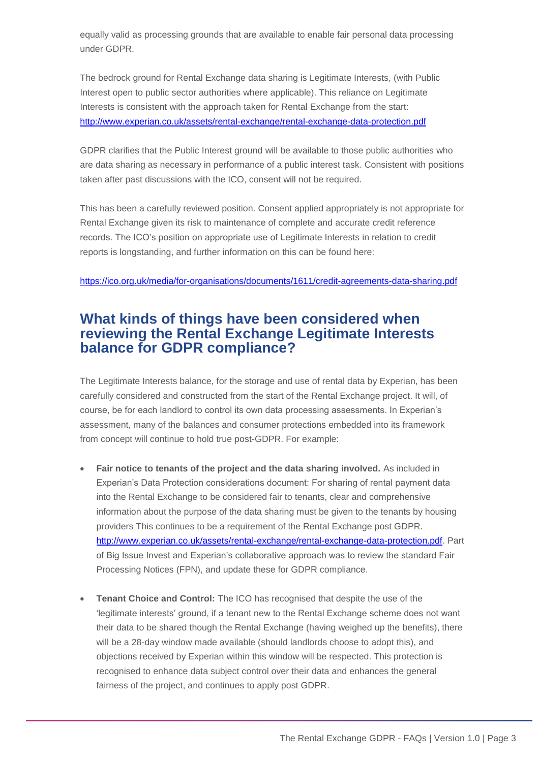equally valid as processing grounds that are available to enable fair personal data processing under GDPR.

The bedrock ground for Rental Exchange data sharing is Legitimate Interests, (with Public Interest open to public sector authorities where applicable). This reliance on Legitimate Interests is consistent with the approach taken for Rental Exchange from the start: [http://www.experian.co.uk/assets/rental-exchange/rental-exchange-data-protection.pdf](http://www.experian.co.uk/assets/rental-exchange/rental-exchange-data-protection.pdf)

GDPR clarifies that the Public Interest ground will be available to those public authorities who are data sharing as necessary in performance of a public interest task. Consistent with positions taken after past discussions with the ICO, consent will not be required.

This has been a carefully reviewed position. Consent applied appropriately is not appropriate for Rental Exchange given its risk to maintenance of complete and accurate credit reference records. The ICO's position on appropriate use of Legitimate Interests in relation to credit reports is longstanding, and further information on this can be found here:

[https://ico.org.uk/media/for-organisations/documents/1611/credit-agreements-data-sharing.pdf](https://ico.org.uk/media/for-organisations/documents/1611/credit-agreements-data-sharing.pdf)

## What kinds of things have been considered when reviewing the Rental Exchange Legitimate Interests balance for GDPR compliance?

The Legitimate Interests balance, for the storage and use of rental data by Experian, has been carefully considered and constructed from the start of the Rental Exchange project. It will, of course, be for each landlord to control its own data processing assessments. In Experian's assessment, many of the balances and consumer protections embedded into its framework from concept will continue to hold true post-GDPR. For example:

- **Fair notice to tenants of the project and the data sharing involved.** As included in Experian's Data Protection considerations document: For sharing of rental payment data into the Rental Exchange to be considered fair to tenants, clear and comprehensive information about the purpose of the data sharing must be given to the tenants by housing providers This continues to be a requirement of the Rental Exchange post GDPR. [http://www.experian.co.uk/assets/rental-exchange/rental-exchange-data-protection.pdf](http://www.experian.co.uk/assets/rental-exchange/rental-exchange-data-protection.pdf). Part of Big Issue Invest and Experian's collaborative approach was to review the standard Fair Processing Notices (FPN), and update these for GDPR compliance.

- **Tenant Choice and Control:** The ICO has recognised that despite the use of the 'legitimate interests' ground, if a tenant new to the Rental Exchange scheme does not want their data to be shared though the Rental Exchange (having weighed up the benefits), there will be a 28-day window made available (should landlords choose to adopt this), and objections received by Experian within this window will be respected. This protection is recognised to enhance data subject control over their data and enhances the general fairness of the project, and continues to apply post GDPR.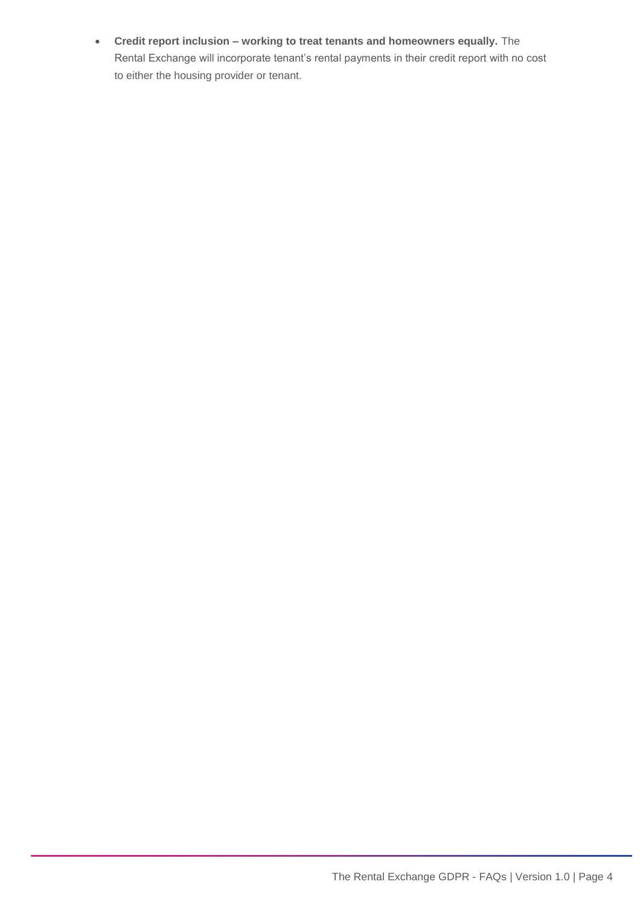- **Credit report inclusion – working to treat tenants and homeowners equally.** The Rental Exchange will incorporate tenant's rental payments in their credit report with no cost to either the housing provider or tenant.